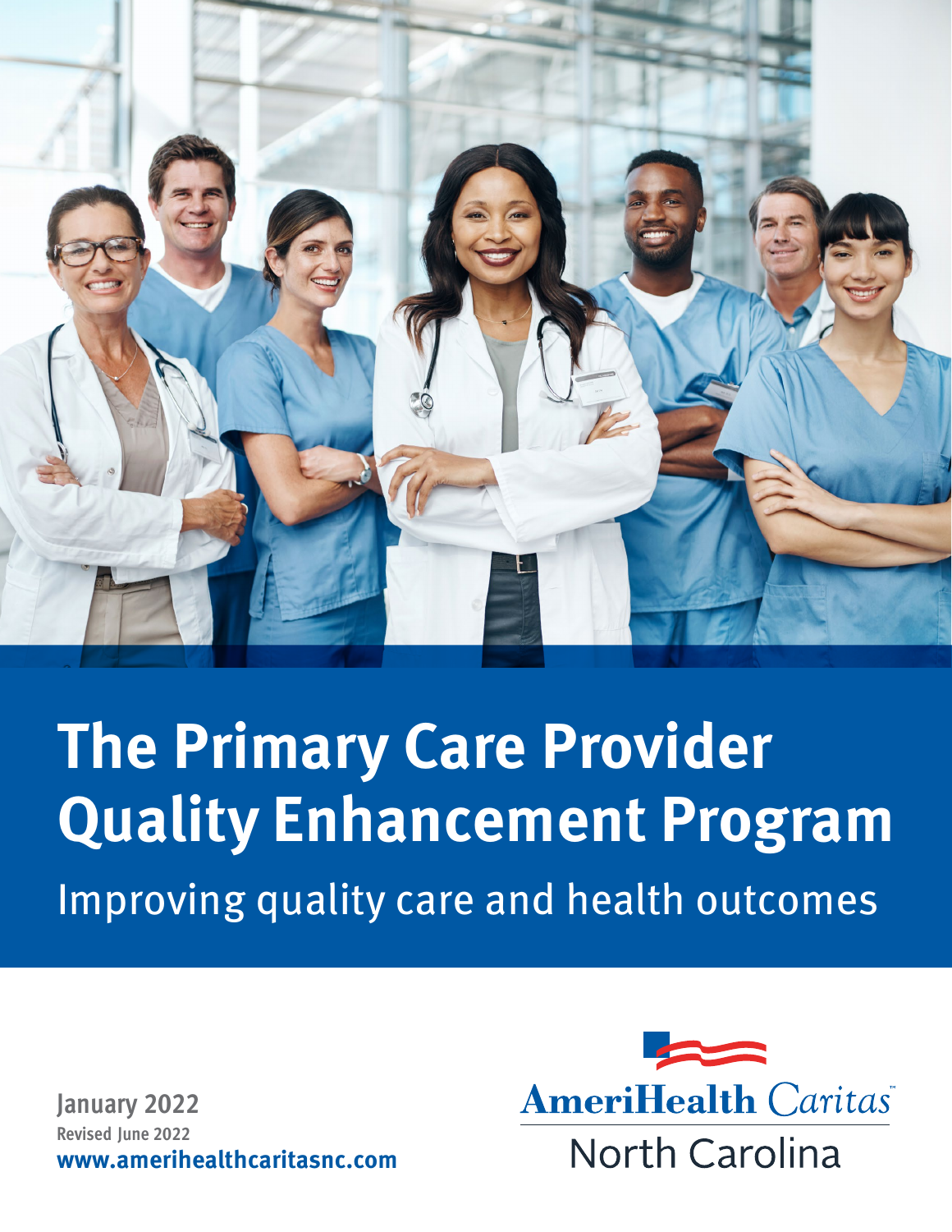# The Primary Care Provider Quality Enhancement Program

## Improving quality care and health outcomes

**January 2022**
**Revised June 2022**
**www.amerihealthcaritasnc.com**

AmeriHealth Caritas
North Carolina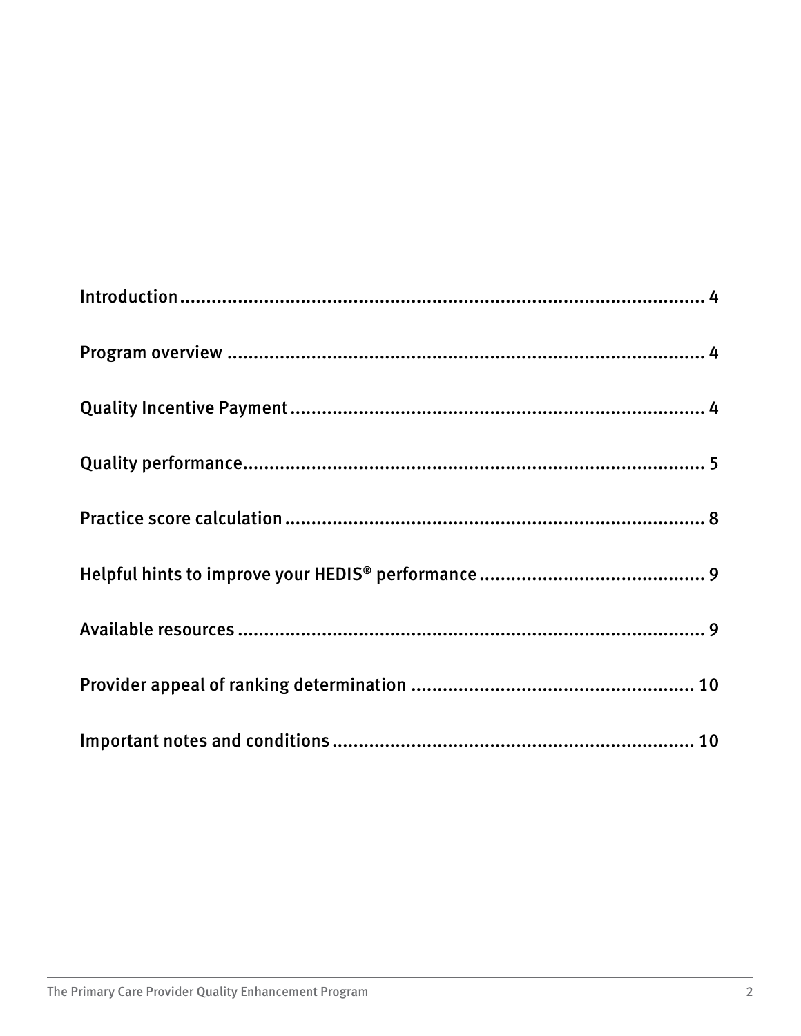Introduction ........................................................................................... 4

Program overview ................................................................................... 4

Quality Incentive Payment ....................................................................... 4

Quality performance ................................................................................. 5

Practice score calculation ......................................................................... 8

Helpful hints to improve your HEDIS® performance ..................................... 9

Available resources .................................................................................. 9

Provider appeal of ranking determination ................................................ 10

Important notes and conditions ............................................................... 10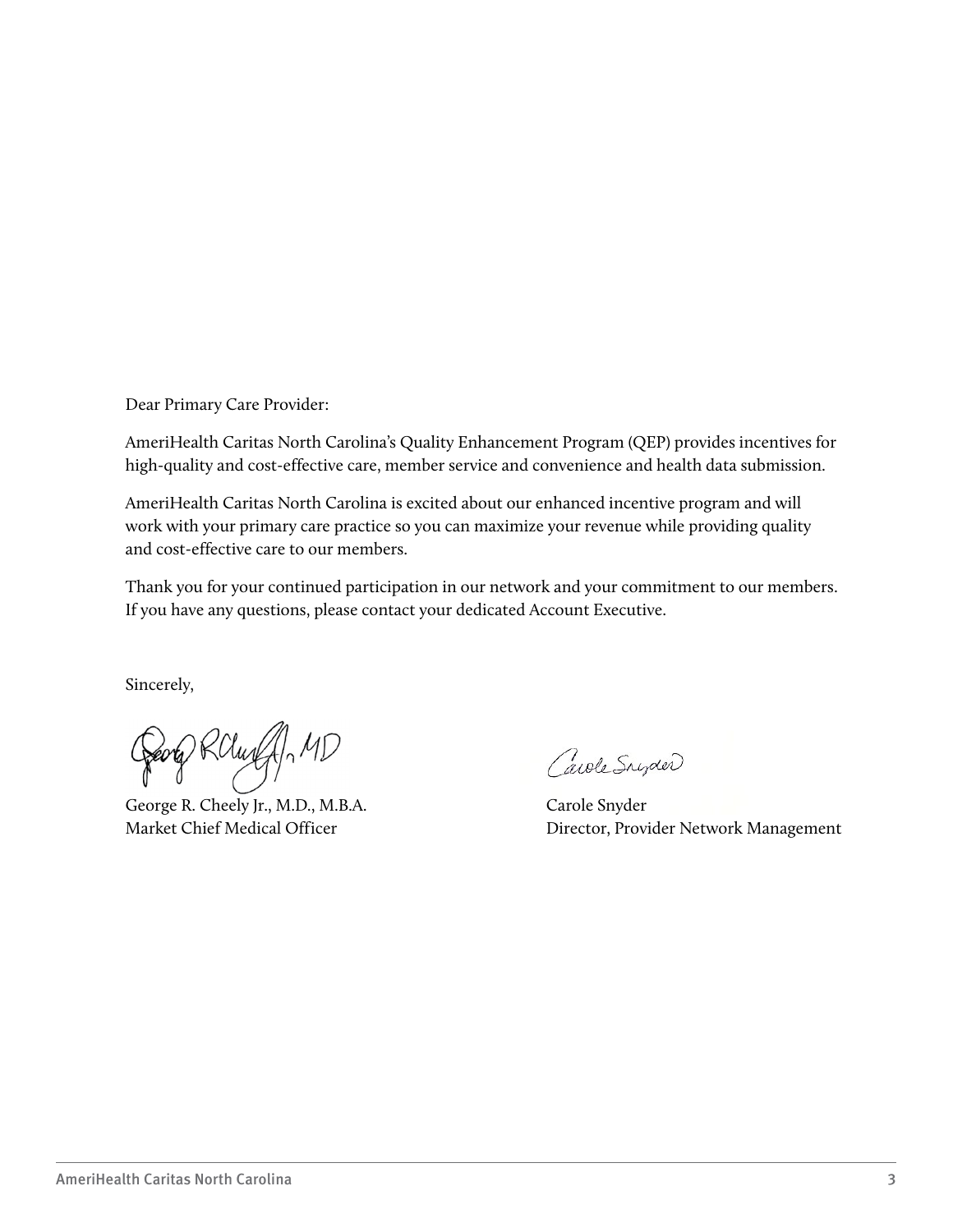Dear Primary Care Provider:

AmeriHealth Caritas North Carolina's Quality Enhancement Program (QEP) provides incentives for high-quality and cost-effective care, member service and convenience and health data submission.

AmeriHealth Caritas North Carolina is excited about our enhanced incentive program and will work with your primary care practice so you can maximize your revenue while providing quality and cost-effective care to our members.

Thank you for your continued participation in our network and your commitment to our members. If you have any questions, please contact your dedicated Account Executive.

Sincerely,

George R. Cheely Jr., M.D., M.B.A.
Market Chief Medical Officer

Carole Snyder
Director, Provider Network Management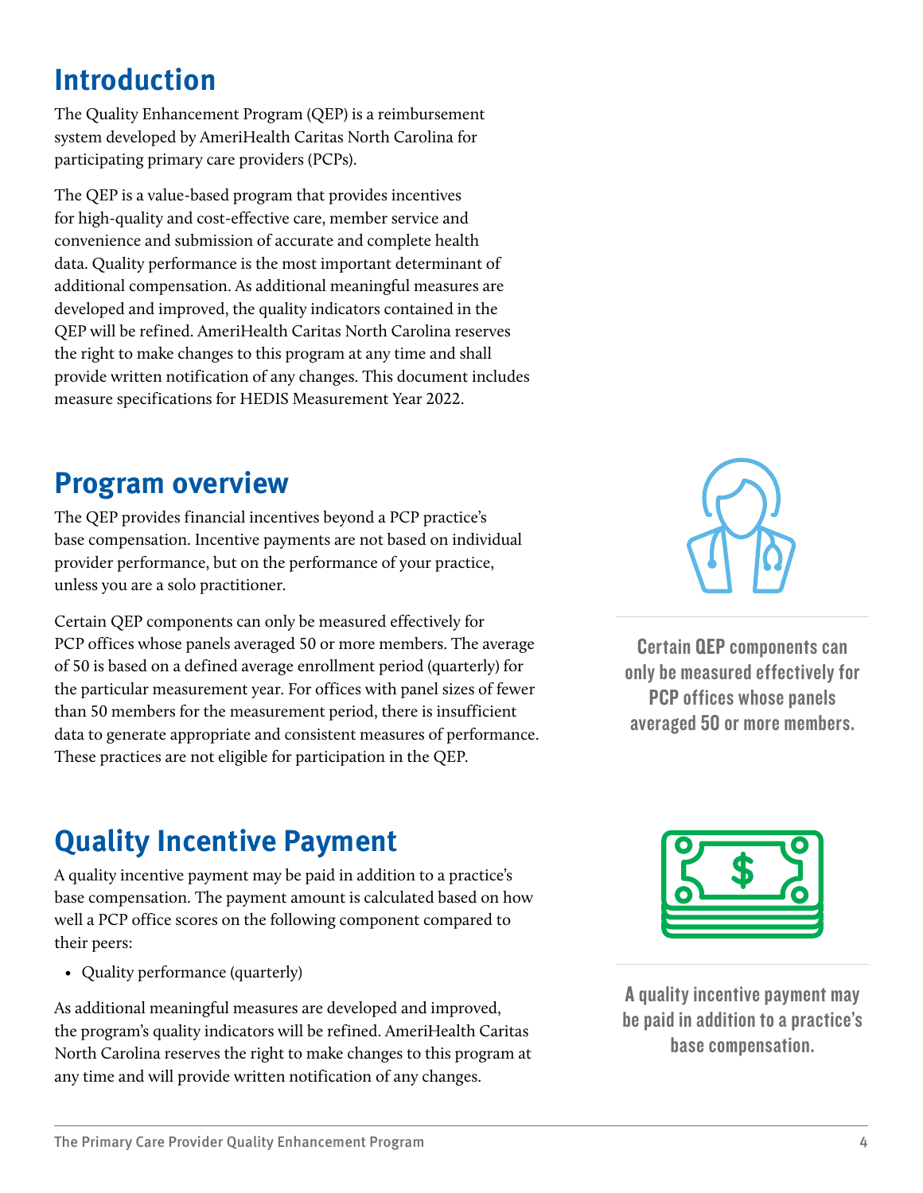## Introduction

The Quality Enhancement Program (QEP) is a reimbursement system developed by AmeriHealth Caritas North Carolina for participating primary care providers (PCPs).

The QEP is a value-based program that provides incentives for high-quality and cost-effective care, member service and convenience and submission of accurate and complete health data. Quality performance is the most important determinant of additional compensation. As additional meaningful measures are developed and improved, the quality indicators contained in the QEP will be refined. AmeriHealth Caritas North Carolina reserves the right to make changes to this program at any time and shall provide written notification of any changes. This document includes measure specifications for HEDIS Measurement Year 2022.

## Program overview

The QEP provides financial incentives beyond a PCP practice's base compensation. Incentive payments are not based on individual provider performance, but on the performance of your practice, unless you are a solo practitioner.

Certain QEP components can only be measured effectively for PCP offices whose panels averaged 50 or more members. The average of 50 is based on a defined average enrollment period (quarterly) for the particular measurement year. For offices with panel sizes of fewer than 50 members for the measurement period, there is insufficient data to generate appropriate and consistent measures of performance. These practices are not eligible for participation in the QEP.

**Certain QEP components can only be measured effectively for PCP offices whose panels averaged 50 or more members.**

## Quality Incentive Payment

A quality incentive payment may be paid in addition to a practice's base compensation. The payment amount is calculated based on how well a PCP office scores on the following component compared to their peers:

- Quality performance (quarterly)

As additional meaningful measures are developed and improved, the program's quality indicators will be refined. AmeriHealth Caritas North Carolina reserves the right to make changes to this program at any time and will provide written notification of any changes.

**A quality incentive payment may be paid in addition to a practice's base compensation.**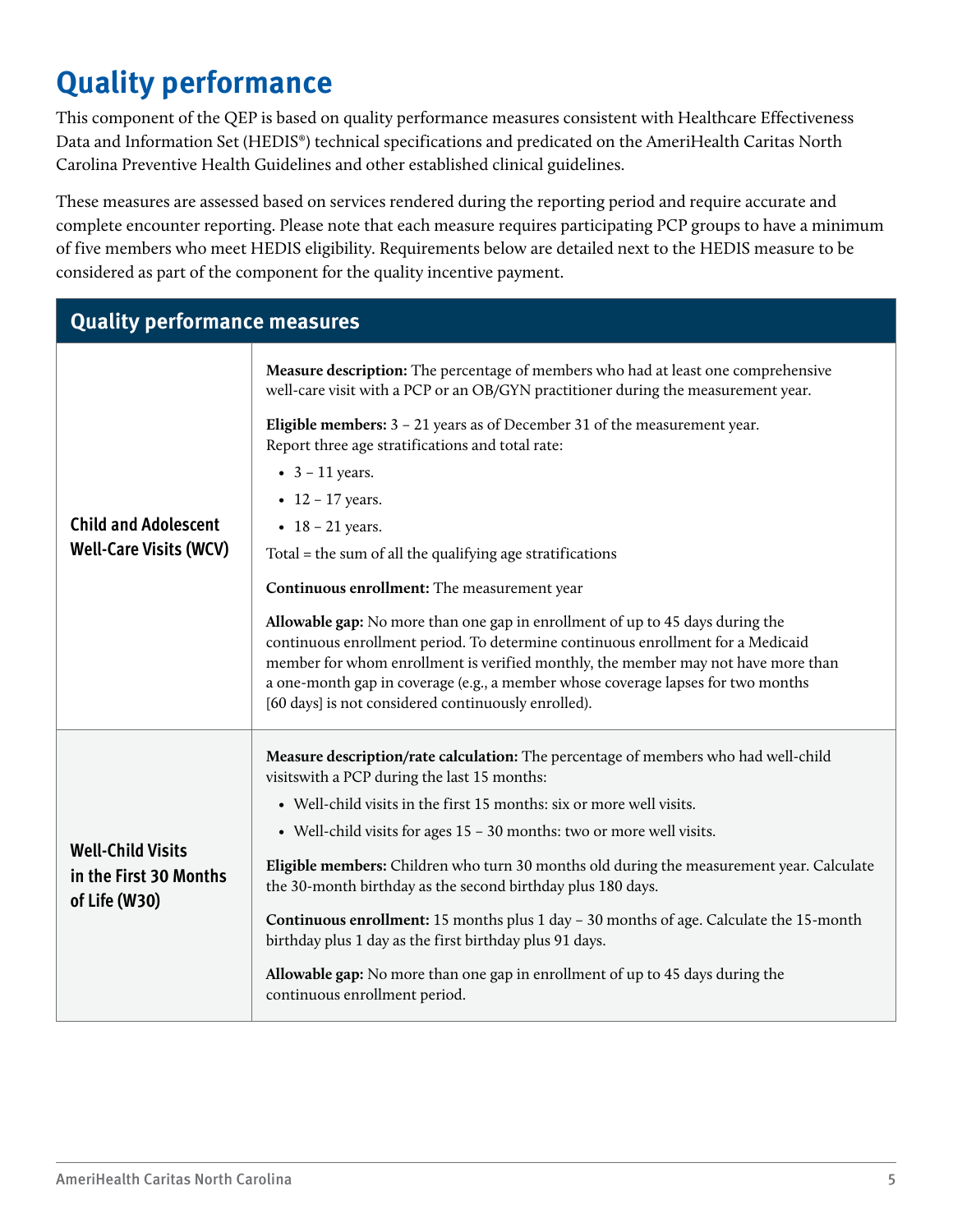# Quality performance

This component of the QEP is based on quality performance measures consistent with Healthcare Effectiveness Data and Information Set (HEDIS®) technical specifications and predicated on the AmeriHealth Caritas North Carolina Preventive Health Guidelines and other established clinical guidelines.

These measures are assessed based on services rendered during the reporting period and require accurate and complete encounter reporting. Please note that each measure requires participating PCP groups to have a minimum of five members who meet HEDIS eligibility. Requirements below are detailed next to the HEDIS measure to be considered as part of the component for the quality incentive payment.

| Quality performance measures | |
|---|---|
| **Child and Adolescent Well-Care Visits (WCV)** | **Measure description:** The percentage of members who had at least one comprehensive well-care visit with a PCP or an OB/GYN practitioner during the measurement year.<br><br>**Eligible members:** 3 – 21 years as of December 31 of the measurement year. Report three age stratifications and total rate:<br>• 3 – 11 years.<br>• 12 – 17 years.<br>• 18 – 21 years.<br>Total = the sum of all the qualifying age stratifications<br><br>**Continuous enrollment:** The measurement year<br><br>**Allowable gap:** No more than one gap in enrollment of up to 45 days during the continuous enrollment period. To determine continuous enrollment for a Medicaid member for whom enrollment is verified monthly, the member may not have more than a one-month gap in coverage (e.g., a member whose coverage lapses for two months [60 days] is not considered continuously enrolled). |
| **Well-Child Visits in the First 30 Months of Life (W30)** | **Measure description/rate calculation:** The percentage of members who had well-child visitswith a PCP during the last 15 months:<br>• Well-child visits in the first 15 months: six or more well visits.<br>• Well-child visits for ages 15 – 30 months: two or more well visits.<br><br>**Eligible members:** Children who turn 30 months old during the measurement year. Calculate the 30-month birthday as the second birthday plus 180 days.<br><br>**Continuous enrollment:** 15 months plus 1 day – 30 months of age. Calculate the 15-month birthday plus 1 day as the first birthday plus 91 days.<br><br>**Allowable gap:** No more than one gap in enrollment of up to 45 days during the continuous enrollment period. |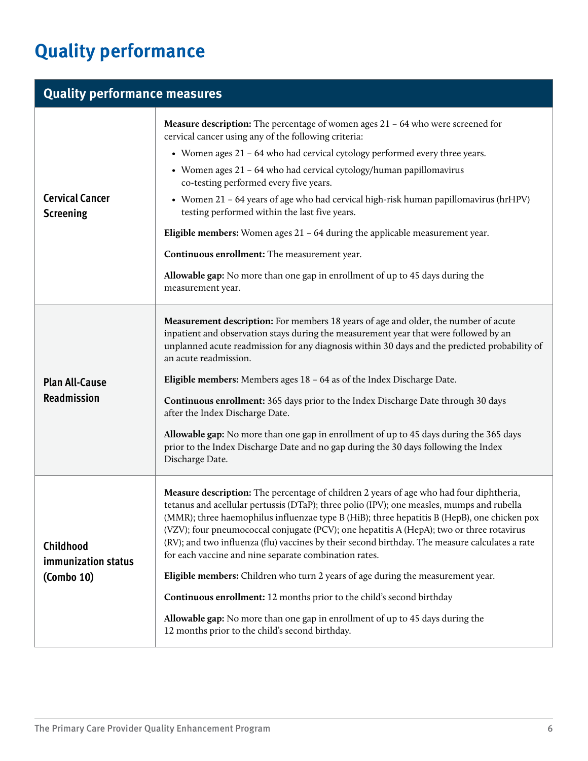# Quality performance

| Quality performance measures | |
|---|---|
| **Cervical Cancer Screening** | **Measure description:** The percentage of women ages 21 – 64 who were screened for cervical cancer using any of the following criteria:<br>• Women ages 21 – 64 who had cervical cytology performed every three years.<br>• Women ages 21 – 64 who had cervical cytology/human papillomavirus co-testing performed every five years.<br>• Women 21 – 64 years of age who had cervical high-risk human papillomavirus (hrHPV) testing performed within the last five years.<br><br>**Eligible members:** Women ages 21 – 64 during the applicable measurement year.<br><br>**Continuous enrollment:** The measurement year.<br><br>**Allowable gap:** No more than one gap in enrollment of up to 45 days during the measurement year. |
| **Plan All-Cause Readmission** | **Measurement description:** For members 18 years of age and older, the number of acute inpatient and observation stays during the measurement year that were followed by an unplanned acute readmission for any diagnosis within 30 days and the predicted probability of an acute readmission.<br><br>**Eligible members:** Members ages 18 – 64 as of the Index Discharge Date.<br><br>**Continuous enrollment:** 365 days prior to the Index Discharge Date through 30 days after the Index Discharge Date.<br><br>**Allowable gap:** No more than one gap in enrollment of up to 45 days during the 365 days prior to the Index Discharge Date and no gap during the 30 days following the Index Discharge Date. |
| **Childhood immunization status (Combo 10)** | **Measure description:** The percentage of children 2 years of age who had four diphtheria, tetanus and acellular pertussis (DTaP); three polio (IPV); one measles, mumps and rubella (MMR); three haemophilus influenzae type B (HiB); three hepatitis B (HepB), one chicken pox (VZV); four pneumococcal conjugate (PCV); one hepatitis A (HepA); two or three rotavirus (RV); and two influenza (flu) vaccines by their second birthday. The measure calculates a rate for each vaccine and nine separate combination rates.<br><br>**Eligible members:** Children who turn 2 years of age during the measurement year.<br><br>**Continuous enrollment:** 12 months prior to the child's second birthday<br><br>**Allowable gap:** No more than one gap in enrollment of up to 45 days during the 12 months prior to the child's second birthday. |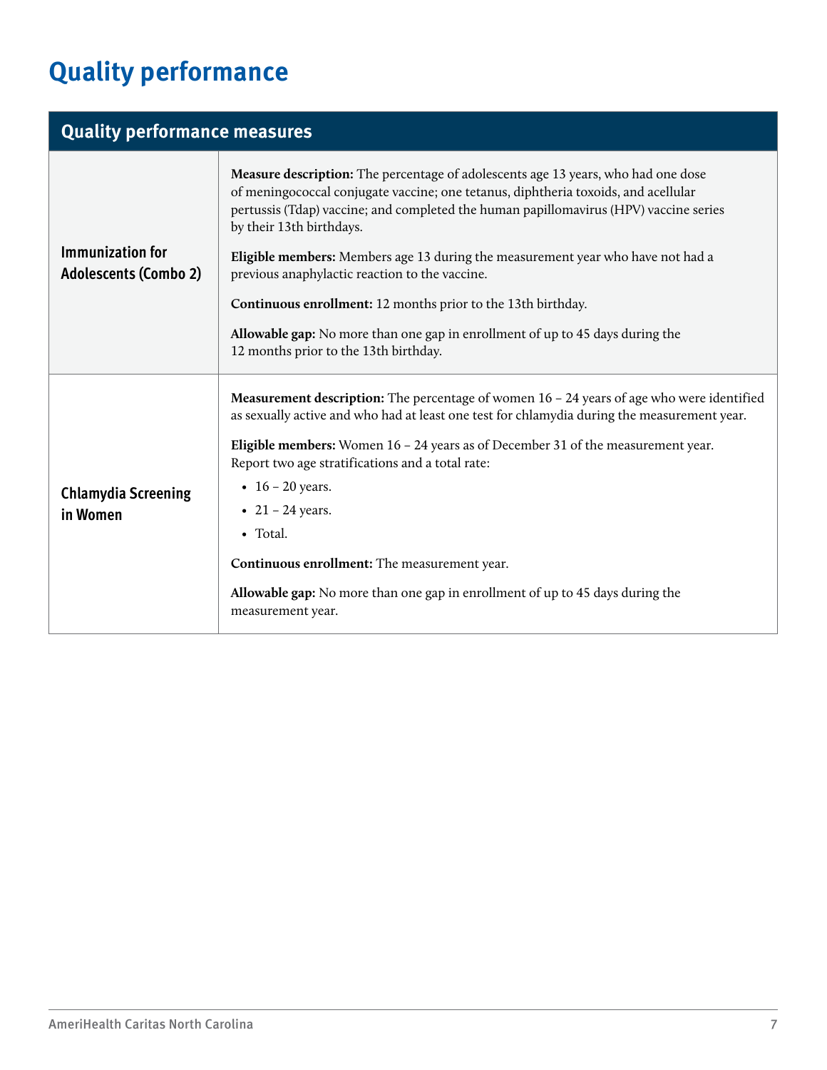# Quality performance

| Quality performance measures | |
|---|---|
| **Immunization for Adolescents (Combo 2)** | **Measure description:** The percentage of adolescents age 13 years, who had one dose of meningococcal conjugate vaccine; one tetanus, diphtheria toxoids, and acellular pertussis (Tdap) vaccine; and completed the human papillomavirus (HPV) vaccine series by their 13th birthdays.<br><br>**Eligible members:** Members age 13 during the measurement year who have not had a previous anaphylactic reaction to the vaccine.<br><br>**Continuous enrollment:** 12 months prior to the 13th birthday.<br><br>**Allowable gap:** No more than one gap in enrollment of up to 45 days during the 12 months prior to the 13th birthday. |
| **Chlamydia Screening in Women** | **Measurement description:** The percentage of women 16 – 24 years of age who were identified as sexually active and who had at least one test for chlamydia during the measurement year.<br><br>**Eligible members:** Women 16 – 24 years as of December 31 of the measurement year. Report two age stratifications and a total rate:<br>• 16 – 20 years.<br>• 21 – 24 years.<br>• Total.<br><br>**Continuous enrollment:** The measurement year.<br><br>**Allowable gap:** No more than one gap in enrollment of up to 45 days during the measurement year. |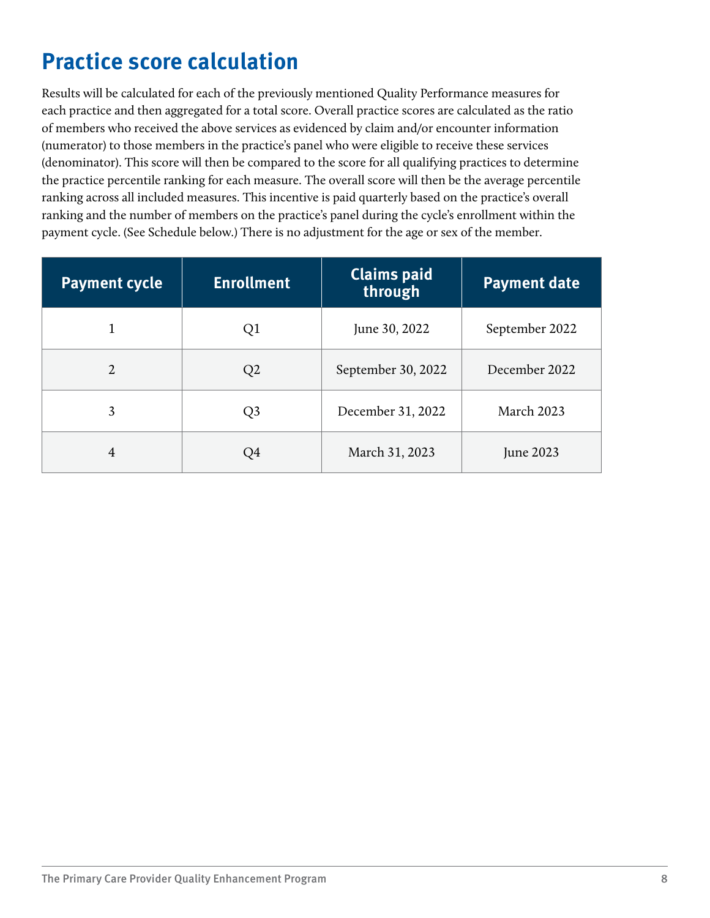## Practice score calculation

Results will be calculated for each of the previously mentioned Quality Performance measures for each practice and then aggregated for a total score. Overall practice scores are calculated as the ratio of members who received the above services as evidenced by claim and/or encounter information (numerator) to those members in the practice's panel who were eligible to receive these services (denominator). This score will then be compared to the score for all qualifying practices to determine the practice percentile ranking for each measure. The overall score will then be the average percentile ranking across all included measures. This incentive is paid quarterly based on the practice's overall ranking and the number of members on the practice's panel during the cycle's enrollment within the payment cycle. (See Schedule below.) There is no adjustment for the age or sex of the member.

| Payment cycle | Enrollment | Claims paid through | Payment date |
|---|---|---|---|
| 1 | Q1 | June 30, 2022 | September 2022 |
| 2 | Q2 | September 30, 2022 | December 2022 |
| 3 | Q3 | December 31, 2022 | March 2023 |
| 4 | Q4 | March 31, 2023 | June 2023 |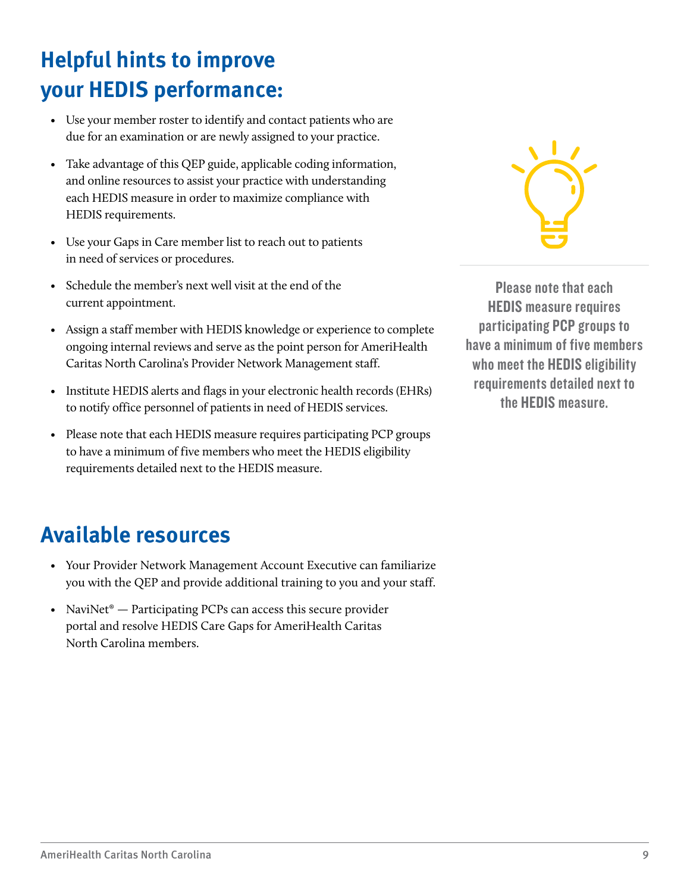# Helpful hints to improve your HEDIS performance:

- Use your member roster to identify and contact patients who are due for an examination or are newly assigned to your practice.
- Take advantage of this QEP guide, applicable coding information, and online resources to assist your practice with understanding each HEDIS measure in order to maximize compliance with HEDIS requirements.
- Use your Gaps in Care member list to reach out to patients in need of services or procedures.
- Schedule the member's next well visit at the end of the current appointment.
- Assign a staff member with HEDIS knowledge or experience to complete ongoing internal reviews and serve as the point person for AmeriHealth Caritas North Carolina's Provider Network Management staff.
- Institute HEDIS alerts and flags in your electronic health records (EHRs) to notify office personnel of patients in need of HEDIS services.
- Please note that each HEDIS measure requires participating PCP groups to have a minimum of five members who meet the HEDIS eligibility requirements detailed next to the HEDIS measure.

**Please note that each HEDIS measure requires participating PCP groups to have a minimum of five members who meet the HEDIS eligibility requirements detailed next to the HEDIS measure.**

# Available resources

- Your Provider Network Management Account Executive can familiarize you with the QEP and provide additional training to you and your staff.
- NaviNet® — Participating PCPs can access this secure provider portal and resolve HEDIS Care Gaps for AmeriHealth Caritas North Carolina members.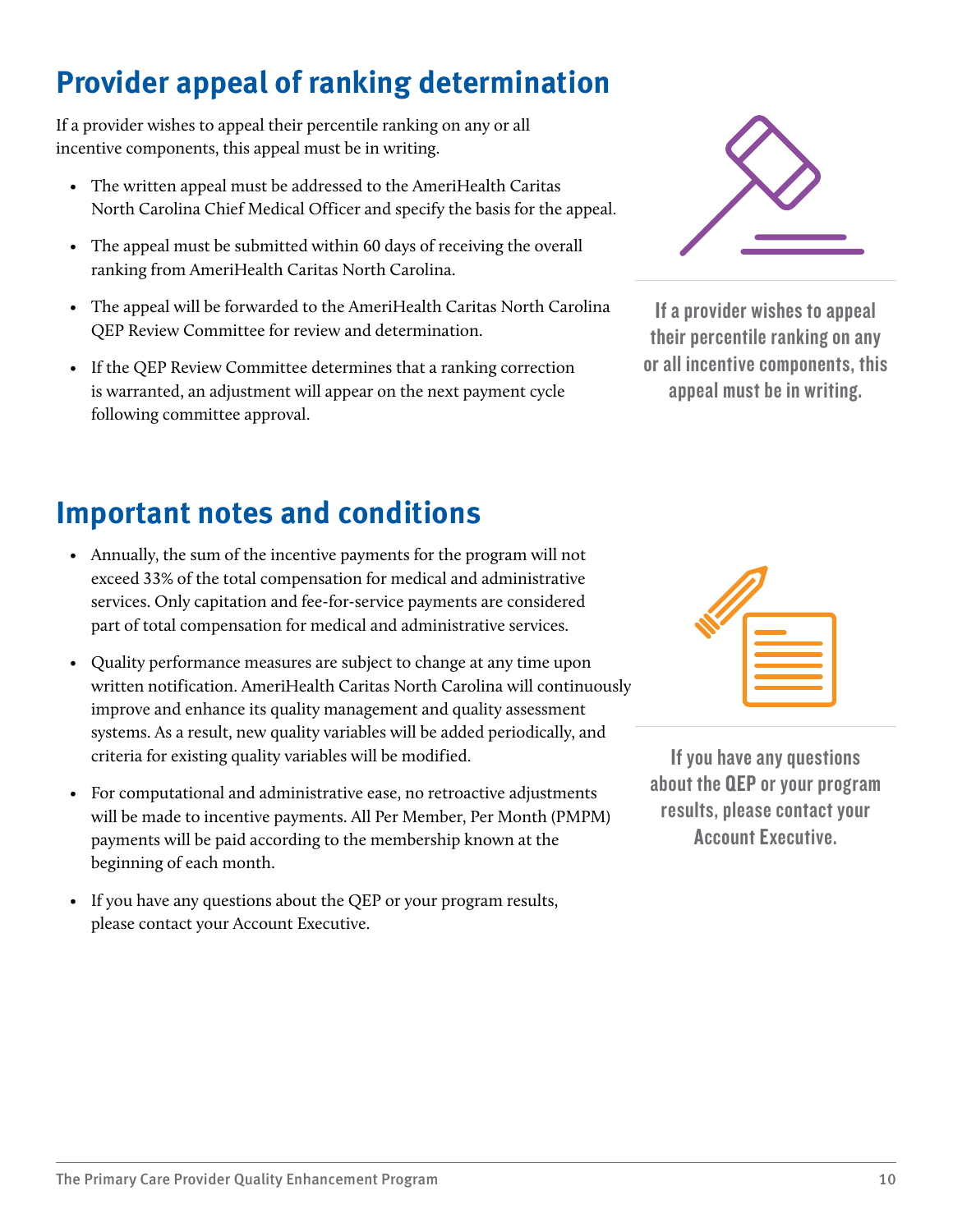## Provider appeal of ranking determination

If a provider wishes to appeal their percentile ranking on any or all incentive components, this appeal must be in writing.

- The written appeal must be addressed to the AmeriHealth Caritas North Carolina Chief Medical Officer and specify the basis for the appeal.
- The appeal must be submitted within 60 days of receiving the overall ranking from AmeriHealth Caritas North Carolina.
- The appeal will be forwarded to the AmeriHealth Caritas North Carolina QEP Review Committee for review and determination.
- If the QEP Review Committee determines that a ranking correction is warranted, an adjustment will appear on the next payment cycle following committee approval.

**If a provider wishes to appeal their percentile ranking on any or all incentive components, this appeal must be in writing.**

## Important notes and conditions

- Annually, the sum of the incentive payments for the program will not exceed 33% of the total compensation for medical and administrative services. Only capitation and fee-for-service payments are considered part of total compensation for medical and administrative services.
- Quality performance measures are subject to change at any time upon written notification. AmeriHealth Caritas North Carolina will continuously improve and enhance its quality management and quality assessment systems. As a result, new quality variables will be added periodically, and criteria for existing quality variables will be modified.
- For computational and administrative ease, no retroactive adjustments will be made to incentive payments. All Per Member, Per Month (PMPM) payments will be paid according to the membership known at the beginning of each month.
- If you have any questions about the QEP or your program results, please contact your Account Executive.

**If you have any questions about the QEP or your program results, please contact your Account Executive.**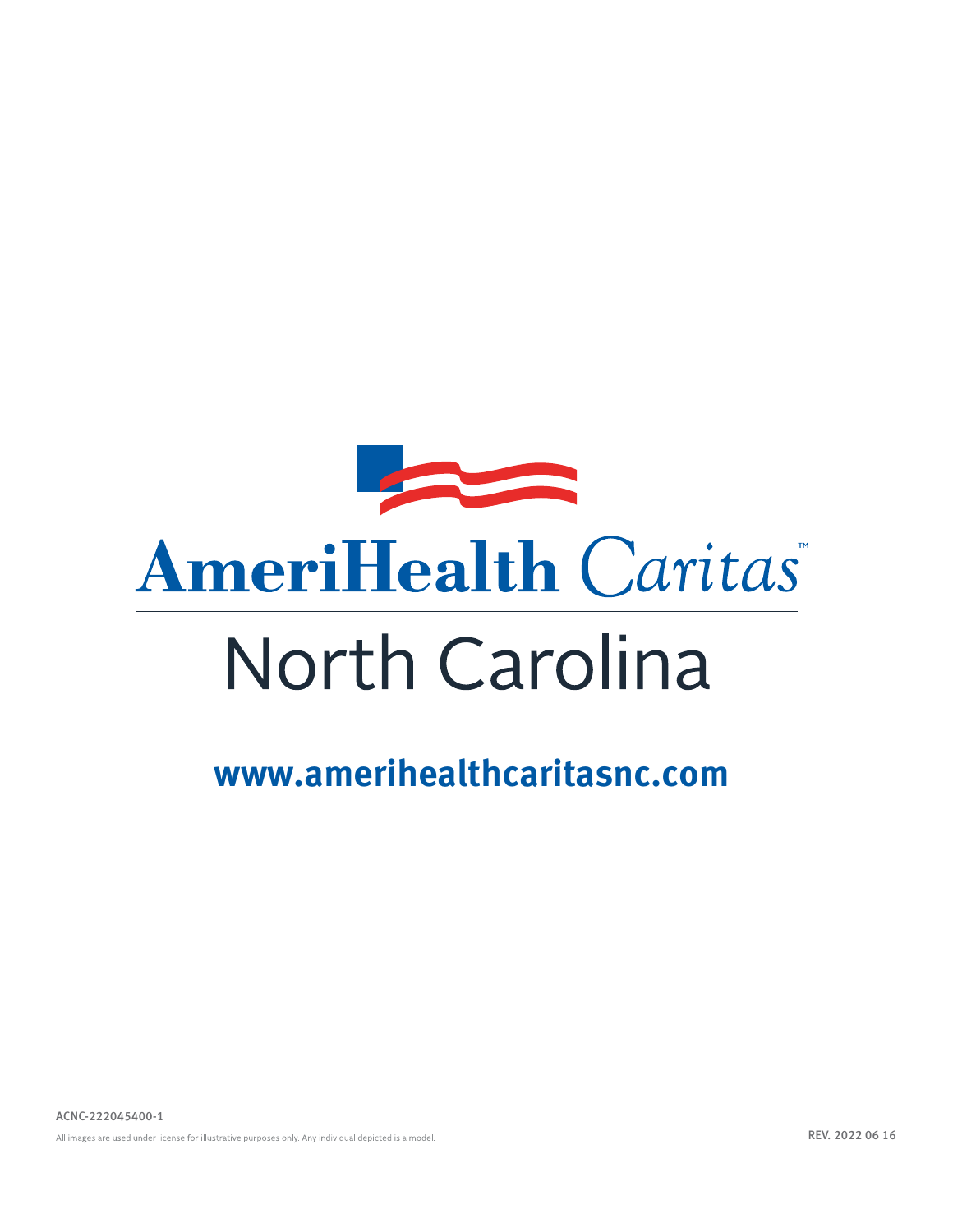AmeriHealth Caritas™

North Carolina

**www.amerihealthcaritasnc.com**

ACNC-222045400-1

All images are used under license for illustrative purposes only. Any individual depicted is a model.

REV. 2022 06 16